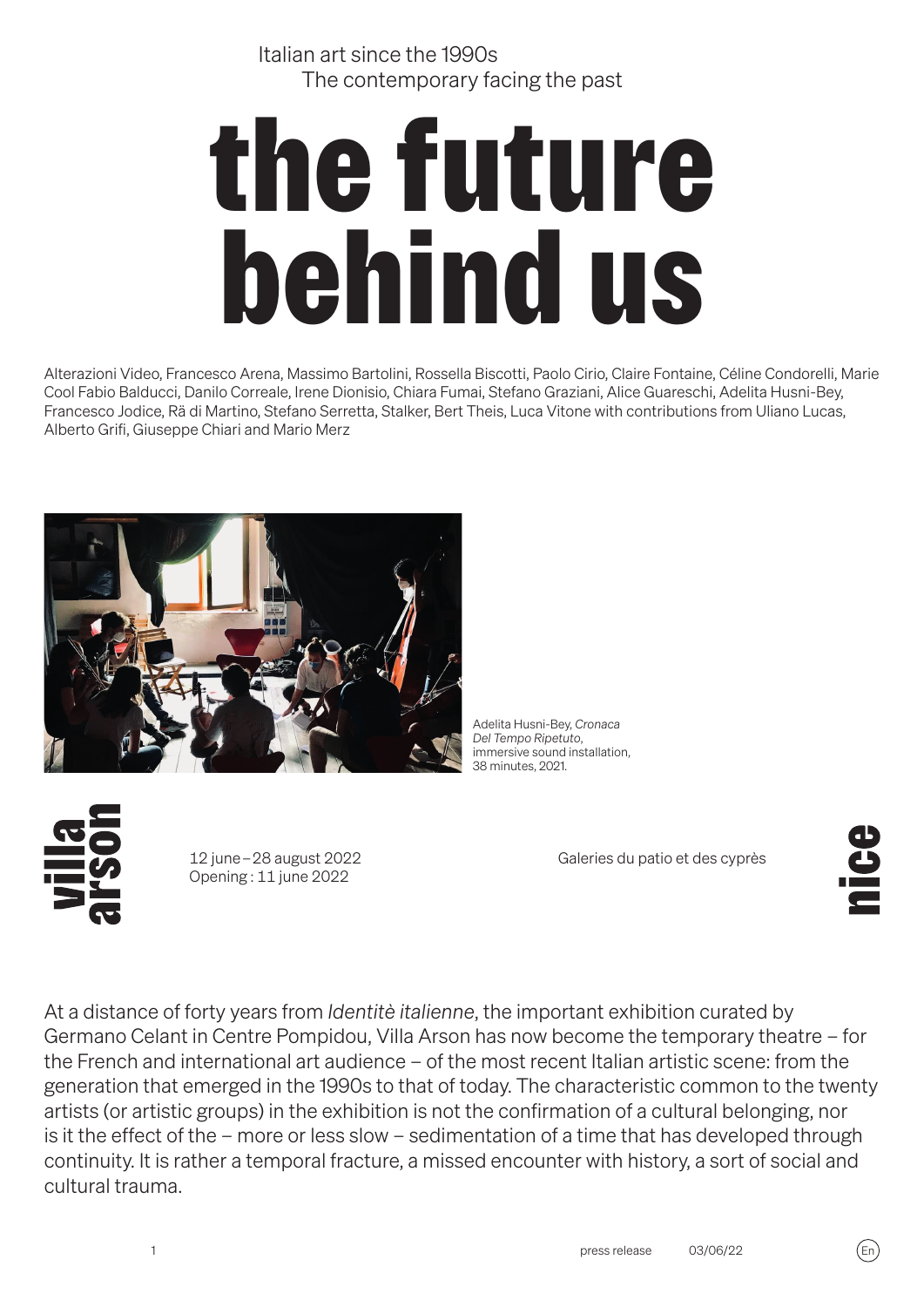Italian art since the 1990s
The contemporary facing the past

# the future behind us

Alterazioni Video, Francesco Arena, Massimo Bartolini, Rossella Biscotti, Paolo Cirio, Claire Fontaine, Céline Condorelli, Marie Cool Fabio Balducci, Danilo Correale, Irene Dionisio, Chiara Fumai, Stefano Graziani, Alice Guareschi, Adelita Husni-Bey, Francesco Jodice, Rä di Martino, Stefano Serretta, Stalker, Bert Theis, Luca Vitone with contributions from Uliano Lucas, Alberto Grifi, Giuseppe Chiari and Mario Merz

Adelita Husni-Bey, *Cronaca Del Tempo Ripetuto*, immersive sound installation, 38 minutes, 2021.

villa arson

12 june – 28 august 2022
Opening : 11 june 2022

Galeries du patio et des cyprès

nice

At a distance of forty years from *Identitè italienne*, the important exhibition curated by Germano Celant in Centre Pompidou, Villa Arson has now become the temporary theatre – for the French and international art audience – of the most recent Italian artistic scene: from the generation that emerged in the 1990s to that of today. The characteristic common to the twenty artists (or artistic groups) in the exhibition is not the confirmation of a cultural belonging, nor is it the effect of the – more or less slow – sedimentation of a time that has developed through continuity. It is rather a temporal fracture, a missed encounter with history, a sort of social and cultural trauma.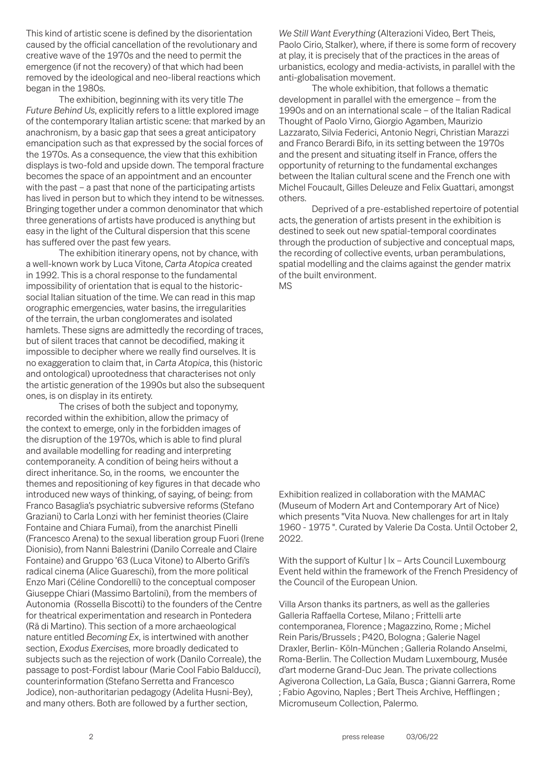This kind of artistic scene is defined by the disorientation caused by the official cancellation of the revolutionary and creative wave of the 1970s and the need to permit the emergence (if not the recovery) of that which had been removed by the ideological and neo-liberal reactions which began in the 1980s.

The exhibition, beginning with its very title *The Future Behind Us*, explicitly refers to a little explored image of the contemporary Italian artistic scene: that marked by an anachronism, by a basic gap that sees a great anticipatory emancipation such as that expressed by the social forces of the 1970s. As a consequence, the view that this exhibition displays is two-fold and upside down. The temporal fracture becomes the space of an appointment and an encounter with the past – a past that none of the participating artists has lived in person but to which they intend to be witnesses. Bringing together under a common denominator that which three generations of artists have produced is anything but easy in the light of the Cultural dispersion that this scene has suffered over the past few years.

The exhibition itinerary opens, not by chance, with a well-known work by Luca Vitone, *Carta Atopica* created in 1992. This is a choral response to the fundamental impossibility of orientation that is equal to the historic-social Italian situation of the time. We can read in this map orographic emergencies, water basins, the irregularities of the terrain, the urban conglomerates and isolated hamlets. These signs are admittedly the recording of traces, but of silent traces that cannot be decodified, making it impossible to decipher where we really find ourselves. It is no exaggeration to claim that, in *Carta Atopica*, this (historic and ontological) uprootedness that characterises not only the artistic generation of the 1990s but also the subsequent ones, is on display in its entirety.

The crises of both the subject and toponymy, recorded within the exhibition, allow the primacy of the context to emerge, only in the forbidden images of the disruption of the 1970s, which is able to find plural and available modelling for reading and interpreting contemporaneity. A condition of being heirs without a direct inheritance. So, in the rooms, we encounter the themes and repositioning of key figures in that decade who introduced new ways of thinking, of saying, of being: from Franco Basaglia's psychiatric subversive reforms (Stefano Graziani) to Carla Lonzi with her feminist theories (Claire Fontaine and Chiara Fumai), from the anarchist Pinelli (Francesco Arena) to the sexual liberation group Fuori (Irene Dionisio), from Nanni Balestrini (Danilo Correale and Claire Fontaine) and Gruppo '63 (Luca Vitone) to Alberto Grifi's radical cinema (Alice Guareschi), from the more political Enzo Mari (Céline Condorelli) to the conceptual composer Giuseppe Chiari (Massimo Bartolini), from the members of Autonomia (Rossella Biscotti) to the founders of the Centre for theatrical experimentation and research in Pontedera (Rä di Martino). This section of a more archaeological nature entitled *Becoming Ex*, is intertwined with another section, *Exodus Exercises,* more broadly dedicated to subjects such as the rejection of work (Danilo Correale), the passage to post-Fordist labour (Marie Cool Fabio Balducci), counterinformation (Stefano Serretta and Francesco Jodice), non-authoritarian pedagogy (Adelita Husni-Bey), and many others. Both are followed by a further section, *We Still Want Everything* (Alterazioni Video, Bert Theis, Paolo Cirio, Stalker), where, if there is some form of recovery at play, it is precisely that of the practices in the areas of urbanistics, ecology and media-activists, in parallel with the anti-globalisation movement.

The whole exhibition, that follows a thematic development in parallel with the emergence – from the 1990s and on an international scale – of the Italian Radical Thought of Paolo Virno, Giorgio Agamben, Maurizio Lazzarato, Silvia Federici, Antonio Negri, Christian Marazzi and Franco Berardi Bifo, in its setting between the 1970s and the present and situating itself in France, offers the opportunity of returning to the fundamental exchanges between the Italian cultural scene and the French one with Michel Foucault, Gilles Deleuze and Felix Guattari, amongst others.

Deprived of a pre-established repertoire of potential acts, the generation of artists present in the exhibition is destined to seek out new spatial-temporal coordinates through the production of subjective and conceptual maps, the recording of collective events, urban perambulations, spatial modelling and the claims against the gender matrix of the built environment.

MS

Exhibition realized in collaboration with the MAMAC (Museum of Modern Art and Contemporary Art of Nice) which presents "Vita Nuova. New challenges for art in Italy 1960 - 1975 ". Curated by Valerie Da Costa. Until October 2, 2022.

With the support of Kultur | lx – Arts Council Luxembourg
Event held within the framework of the French Presidency of the Council of the European Union.

Villa Arson thanks its partners, as well as the galleries Galleria Raffaella Cortese, Milano ; Frittelli arte contemporanea, Florence ; Magazzino, Rome ; Michel Rein Paris/Brussels ; P420, Bologna ; Galerie Nagel Draxler, Berlin- Köln-München ; Galleria Rolando Anselmi, Roma-Berlin. The Collection Mudam Luxembourg, Musée d'art moderne Grand-Duc Jean. The private collections Agiverona Collection, La Gaïa, Busca ; Gianni Garrera, Rome ; Fabio Agovino, Naples ; Bert Theis Archive, Hefflingen ; Micromuseum Collection, Palermo.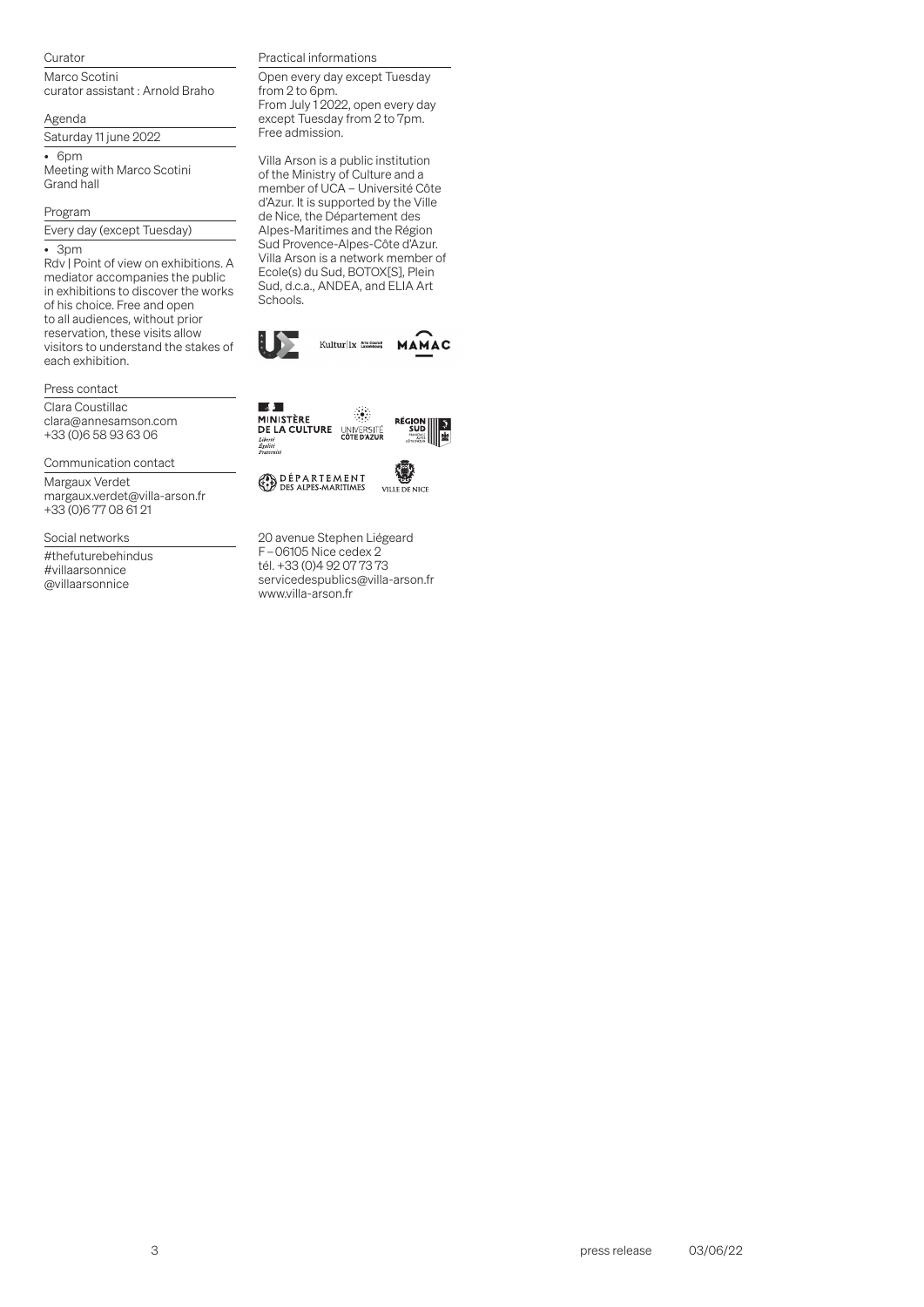## Curator

Marco Scotini
curator assistant : Arnold Braho

## Agenda

Saturday 11 june 2022

- 6pm
Meeting with Marco Scotini
Grand hall

## Program

Every day (except Tuesday)

- 3pm
Rdv | Point of view on exhibitions. A mediator accompanies the public in exhibitions to discover the works of his choice. Free and open to all audiences, without prior reservation, these visits allow visitors to understand the stakes of each exhibition.

## Press contact

Clara Coustillac
clara@annesamson.com
+33 (0)6 58 93 63 06

## Communication contact

Margaux Verdet
margaux.verdet@villa-arson.fr
+33 (0)6 77 08 61 21

## Social networks

#thefuturebehindus
#villaarsonnice
@villaarsonnice

## Practical informations

Open every day except Tuesday from 2 to 6pm.
From July 1 2022, open every day except Tuesday from 2 to 7pm.
Free admission.

Villa Arson is a public institution of the Ministry of Culture and a member of UCA – Université Côte d'Azur. It is supported by the Ville de Nice, the Département des Alpes-Maritimes and the Région Sud Provence-Alpes-Côte d'Azur. Villa Arson is a network member of Ecole(s) du Sud, BOTOX[S], Plein Sud, d.c.a., ANDEA, and ELIA Art Schools.

Kultur | lx Arts Council Luxembourg
MAMAC
MINISTÈRE DE LA CULTURE
Liberté
Égalité
Fraternité
UNIVERSITÉ CÔTE D'AZUR
RÉGION SUD PROVENCE ALPES CÔTE D'AZUR
DÉPARTEMENT DES ALPES-MARITIMES
VILLE DE NICE

20 avenue Stephen Liégeard
F – 06105 Nice cedex 2
tél. +33 (0)4 92 07 73 73
servicedespublics@villa-arson.fr
www.villa-arson.fr

press release 03/06/22